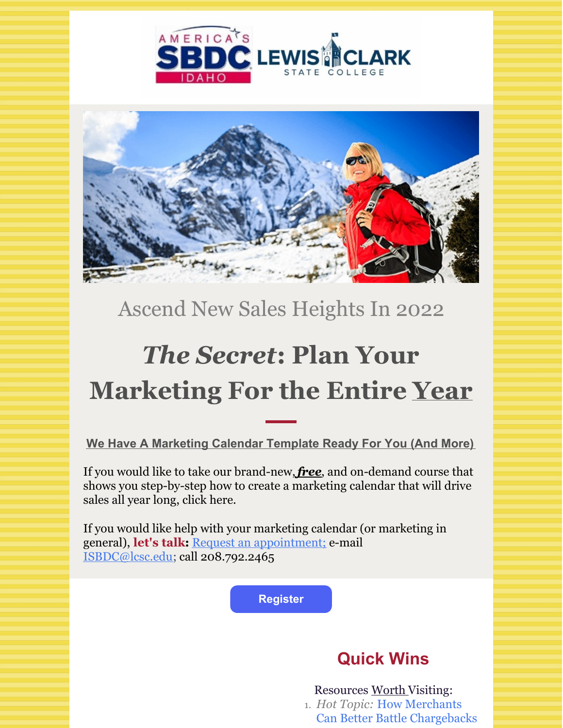## Ascend New Sales Heights In 2022

# *The Secret*: Plan Your Marketing For the Entire Year

**We Have A Marketing Calendar Template Ready For You (And More)**

If you would like to take our brand-new, ***free***, and on-demand course that shows you step-by-step how to create a marketing calendar that will drive sales all year long, click here.

If you would like help with your marketing calendar (or marketing in general), **let's talk:** Request an appointment; e-mail ISBDC@lcsc.edu; call 208.792.2465

Register

## Quick Wins

Resources Worth Visiting:

1. *Hot Topic:* How Merchants Can Better Battle Chargebacks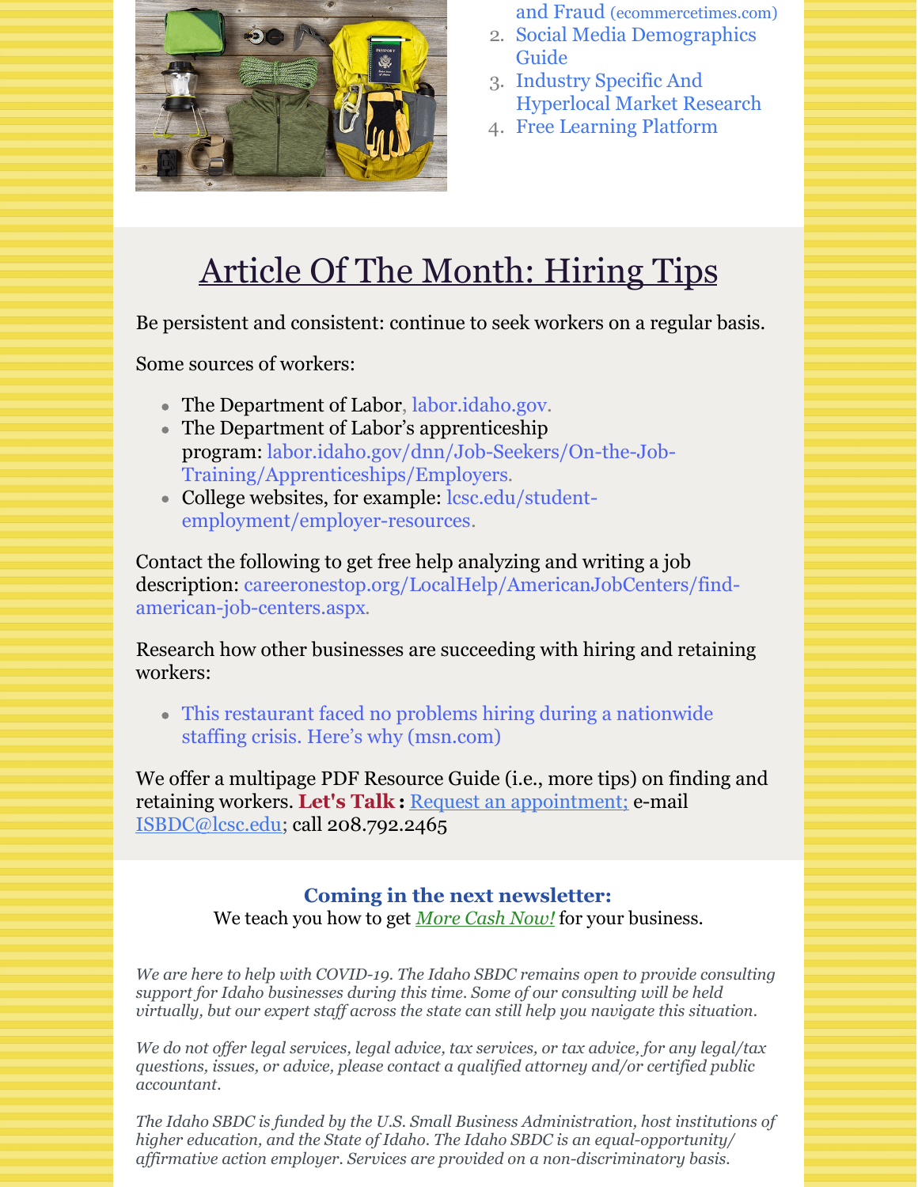and Fraud (ecommercetimes.com)
2. Social Media Demographics Guide
3. Industry Specific And Hyperlocal Market Research
4. Free Learning Platform

# Article Of The Month: Hiring Tips

Be persistent and consistent: continue to seek workers on a regular basis.

Some sources of workers:

- The Department of Labor, labor.idaho.gov.
- The Department of Labor's apprenticeship program: labor.idaho.gov/dnn/Job-Seekers/On-the-Job-Training/Apprenticeships/Employers.
- College websites, for example: lcsc.edu/student-employment/employer-resources.

Contact the following to get free help analyzing and writing a job description: careeronestop.org/LocalHelp/AmericanJobCenters/find-american-job-centers.aspx.

Research how other businesses are succeeding with hiring and retaining workers:

- This restaurant faced no problems hiring during a nationwide staffing crisis. Here's why (msn.com)

We offer a multipage PDF Resource Guide (i.e., more tips) on finding and retaining workers. **Let's Talk :** Request an appointment; e-mail ISBDC@lcsc.edu; call 208.792.2465

**Coming in the next newsletter:**
We teach you how to get *More Cash Now!* for your business.

*We are here to help with COVID-19. The Idaho SBDC remains open to provide consulting support for Idaho businesses during this time. Some of our consulting will be held virtually, but our expert staff across the state can still help you navigate this situation.*

*We do not offer legal services, legal advice, tax services, or tax advice, for any legal/tax questions, issues, or advice, please contact a qualified attorney and/or certified public accountant.*

*The Idaho SBDC is funded by the U.S. Small Business Administration, host institutions of higher education, and the State of Idaho. The Idaho SBDC is an equal-opportunity/affirmative action employer. Services are provided on a non-discriminatory basis.*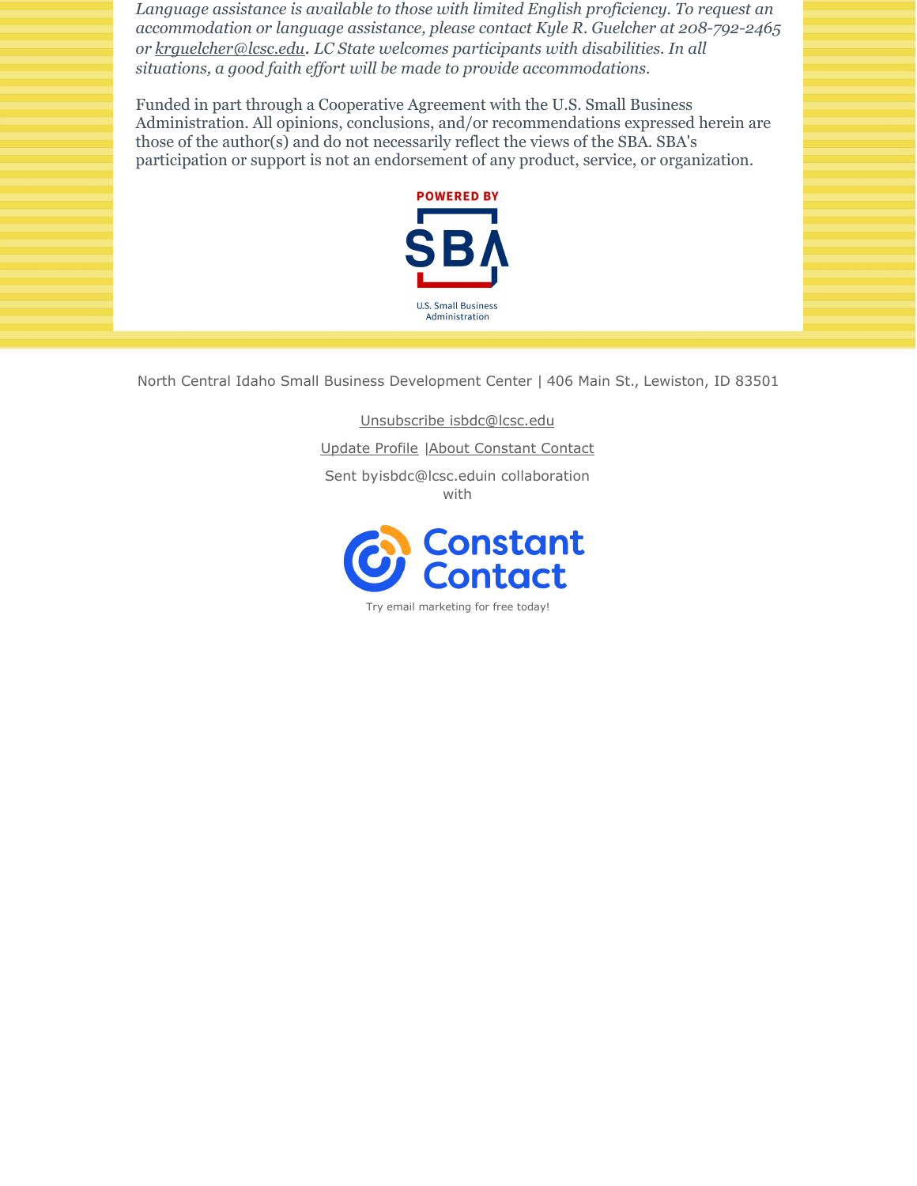*Language assistance is available to those with limited English proficiency. To request an accommodation or language assistance, please contact Kyle R. Guelcher at 208-792-2465 or krguelcher@lcsc.edu. LC State welcomes participants with disabilities. In all situations, a good faith effort will be made to provide accommodations.*

Funded in part through a Cooperative Agreement with the U.S. Small Business Administration. All opinions, conclusions, and/or recommendations expressed herein are those of the author(s) and do not necessarily reflect the views of the SBA. SBA's participation or support is not an endorsement of any product, service, or organization.

POWERED BY SBA U.S. Small Business Administration

North Central Idaho Small Business Development Center | 406 Main St., Lewiston, ID 83501

Unsubscribe isbdc@lcsc.edu

Update Profile |About Constant Contact

Sent byisbdc@lcsc.eduin collaboration with

Constant Contact

Try email marketing for free today!